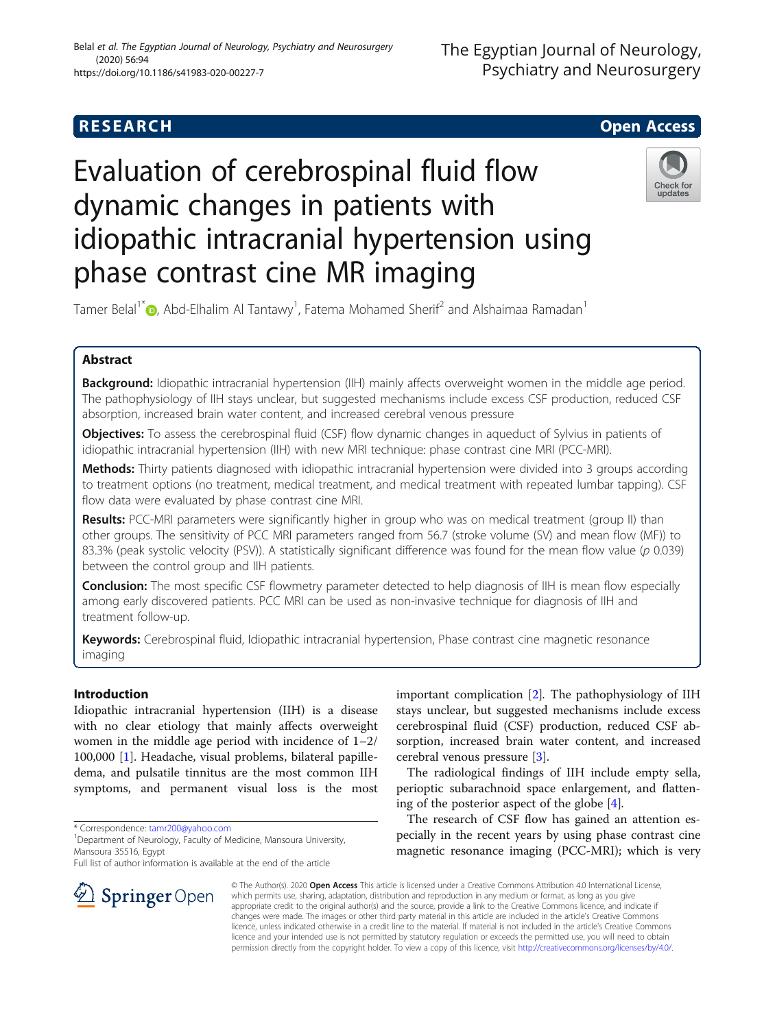RESEARCH Open Access

# Evaluation of cerebrospinal fluid flow dynamic changes in patients with idiopathic intracranial hypertension using phase contrast cine MR imaging

Tamer Belal[1*], Abd-Elhalim Al Tantawy[1], Fatema Mohamed Sherif[2] and Alshaimaa Ramadan[1]

## Abstract

**Background:** Idiopathic intracranial hypertension (IIH) mainly affects overweight women in the middle age period. The pathophysiology of IIH stays unclear, but suggested mechanisms include excess CSF production, reduced CSF absorption, increased brain water content, and increased cerebral venous pressure

**Objectives:** To assess the cerebrospinal fluid (CSF) flow dynamic changes in aqueduct of Sylvius in patients of idiopathic intracranial hypertension (IIH) with new MRI technique: phase contrast cine MRI (PCC-MRI).

**Methods:** Thirty patients diagnosed with idiopathic intracranial hypertension were divided into 3 groups according to treatment options (no treatment, medical treatment, and medical treatment with repeated lumbar tapping). CSF flow data were evaluated by phase contrast cine MRI.

**Results:** PCC-MRI parameters were significantly higher in group who was on medical treatment (group II) than other groups. The sensitivity of PCC MRI parameters ranged from 56.7 (stroke volume (SV) and mean flow (MF)) to 83.3% (peak systolic velocity (PSV)). A statistically significant difference was found for the mean flow value (p 0.039) between the control group and IIH patients.

**Conclusion:** The most specific CSF flowmetry parameter detected to help diagnosis of IIH is mean flow especially among early discovered patients. PCC MRI can be used as non-invasive technique for diagnosis of IIH and treatment follow-up.

**Keywords:** Cerebrospinal fluid, Idiopathic intracranial hypertension, Phase contrast cine magnetic resonance imaging

## Introduction

Idiopathic intracranial hypertension (IIH) is a disease with no clear etiology that mainly affects overweight women in the middle age period with incidence of 1–2/100,000 [1]. Headache, visual problems, bilateral papilledema, and pulsatile tinnitus are the most common IIH symptoms, and permanent visual loss is the most important complication [2]. The pathophysiology of IIH stays unclear, but suggested mechanisms include excess cerebrospinal fluid (CSF) production, reduced CSF absorption, increased brain water content, and increased cerebral venous pressure [3].

The radiological findings of IIH include empty sella, perioptic subarachnoid space enlargement, and flattening of the posterior aspect of the globe [4].

The research of CSF flow has gained an attention especially in the recent years by using phase contrast cine magnetic resonance imaging (PCC-MRI); which is very

* Correspondence: tamr200@yahoo.com
[1]Department of Neurology, Faculty of Medicine, Mansoura University, Mansoura 35516, Egypt
Full list of author information is available at the end of the article

© The Author(s). 2020 Open Access This article is licensed under a Creative Commons Attribution 4.0 International License, which permits use, sharing, adaptation, distribution and reproduction in any medium or format, as long as you give appropriate credit to the original author(s) and the source, provide a link to the Creative Commons licence, and indicate if changes were made. The images or other third party material in this article are included in the article's Creative Commons licence, unless indicated otherwise in a credit line to the material. If material is not included in the article's Creative Commons licence and your intended use is not permitted by statutory regulation or exceeds the permitted use, you will need to obtain permission directly from the copyright holder. To view a copy of this licence, visit http://creativecommons.org/licenses/by/4.0/.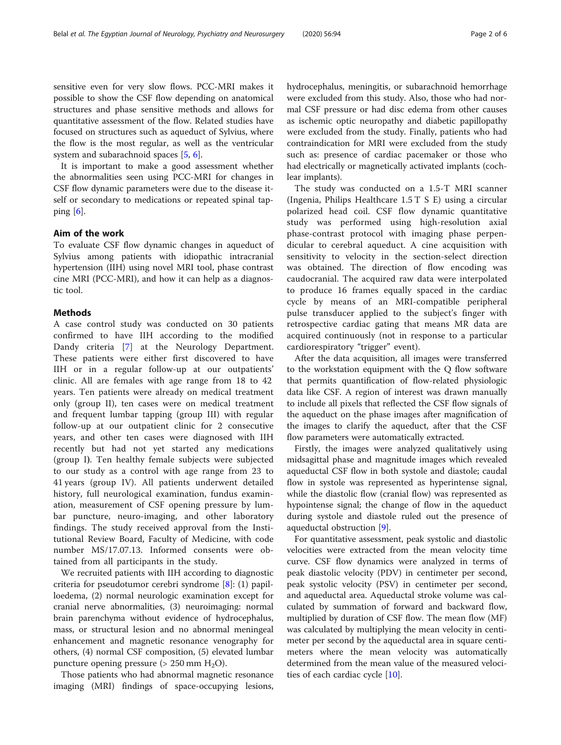sensitive even for very slow flows. PCC-MRI makes it possible to show the CSF flow depending on anatomical structures and phase sensitive methods and allows for quantitative assessment of the flow. Related studies have focused on structures such as aqueduct of Sylvius, where the flow is the most regular, as well as the ventricular system and subarachnoid spaces [5, 6].

It is important to make a good assessment whether the abnormalities seen using PCC-MRI for changes in CSF flow dynamic parameters were due to the disease itself or secondary to medications or repeated spinal tapping [6].

## Aim of the work

To evaluate CSF flow dynamic changes in aqueduct of Sylvius among patients with idiopathic intracranial hypertension (IIH) using novel MRI tool, phase contrast cine MRI (PCC-MRI), and how it can help as a diagnostic tool.

## Methods

A case control study was conducted on 30 patients confirmed to have IIH according to the modified Dandy criteria [7] at the Neurology Department. These patients were either first discovered to have IIH or in a regular follow-up at our outpatients' clinic. All are females with age range from 18 to 42 years. Ten patients were already on medical treatment only (group II), ten cases were on medical treatment and frequent lumbar tapping (group III) with regular follow-up at our outpatient clinic for 2 consecutive years, and other ten cases were diagnosed with IIH recently but had not yet started any medications (group I). Ten healthy female subjects were subjected to our study as a control with age range from 23 to 41 years (group IV). All patients underwent detailed history, full neurological examination, fundus examination, measurement of CSF opening pressure by lumbar puncture, neuro-imaging, and other laboratory findings. The study received approval from the Institutional Review Board, Faculty of Medicine, with code number MS/17.07.13. Informed consents were obtained from all participants in the study.

We recruited patients with IIH according to diagnostic criteria for pseudotumor cerebri syndrome [8]: (1) papilloedema, (2) normal neurologic examination except for cranial nerve abnormalities, (3) neuroimaging: normal brain parenchyma without evidence of hydrocephalus, mass, or structural lesion and no abnormal meningeal enhancement and magnetic resonance venography for others, (4) normal CSF composition, (5) elevated lumbar puncture opening pressure (> 250 mm $H_2O$).

Those patients who had abnormal magnetic resonance imaging (MRI) findings of space-occupying lesions, hydrocephalus, meningitis, or subarachnoid hemorrhage were excluded from this study. Also, those who had normal CSF pressure or had disc edema from other causes as ischemic optic neuropathy and diabetic papillopathy were excluded from the study. Finally, patients who had contraindication for MRI were excluded from the study such as: presence of cardiac pacemaker or those who had electrically or magnetically activated implants (cochlear implants).

The study was conducted on a 1.5-T MRI scanner (Ingenia, Philips Healthcare 1.5 T S E) using a circular polarized head coil. CSF flow dynamic quantitative study was performed using high-resolution axial phase-contrast protocol with imaging phase perpendicular to cerebral aqueduct. A cine acquisition with sensitivity to velocity in the section-select direction was obtained. The direction of flow encoding was caudocranial. The acquired raw data were interpolated to produce 16 frames equally spaced in the cardiac cycle by means of an MRI-compatible peripheral pulse transducer applied to the subject's finger with retrospective cardiac gating that means MR data are acquired continuously (not in response to a particular cardiorespiratory "trigger" event).

After the data acquisition, all images were transferred to the workstation equipment with the Q flow software that permits quantification of flow-related physiologic data like CSF. A region of interest was drawn manually to include all pixels that reflected the CSF flow signals of the aqueduct on the phase images after magnification of the images to clarify the aqueduct, after that the CSF flow parameters were automatically extracted.

Firstly, the images were analyzed qualitatively using midsagittal phase and magnitude images which revealed aqueductal CSF flow in both systole and diastole; caudal flow in systole was represented as hyperintense signal, while the diastolic flow (cranial flow) was represented as hypointense signal; the change of flow in the aqueduct during systole and diastole ruled out the presence of aqueductal obstruction [9].

For quantitative assessment, peak systolic and diastolic velocities were extracted from the mean velocity time curve. CSF flow dynamics were analyzed in terms of peak diastolic velocity (PDV) in centimeter per second, peak systolic velocity (PSV) in centimeter per second, and aqueductal area. Aqueductal stroke volume was calculated by summation of forward and backward flow, multiplied by duration of CSF flow. The mean flow (MF) was calculated by multiplying the mean velocity in centimeter per second by the aqueductal area in square centimeters where the mean velocity was automatically determined from the mean value of the measured velocities of each cardiac cycle [10].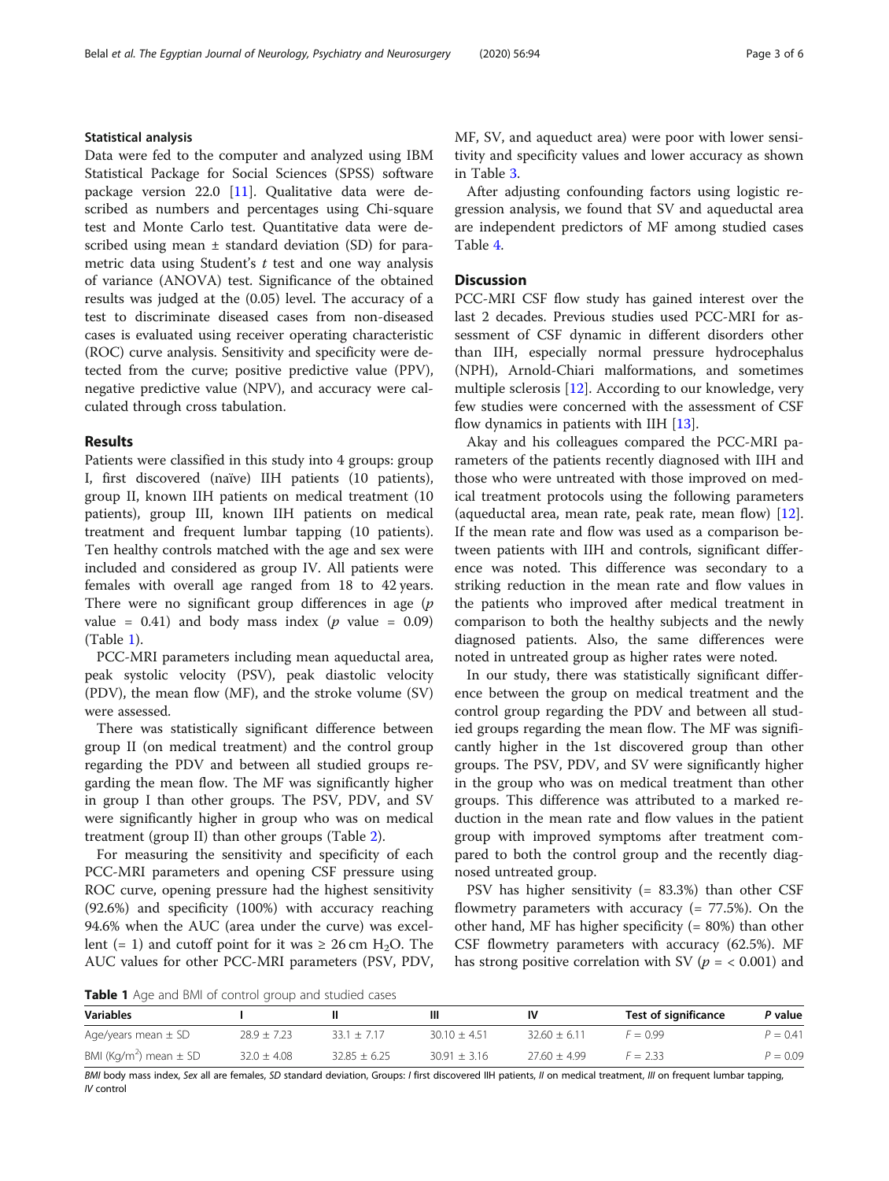### Statistical analysis

Data were fed to the computer and analyzed using IBM Statistical Package for Social Sciences (SPSS) software package version 22.0 [11]. Qualitative data were described as numbers and percentages using Chi-square test and Monte Carlo test. Quantitative data were described using mean ± standard deviation (SD) for parametric data using Student's *t* test and one way analysis of variance (ANOVA) test. Significance of the obtained results was judged at the (0.05) level. The accuracy of a test to discriminate diseased cases from non-diseased cases is evaluated using receiver operating characteristic (ROC) curve analysis. Sensitivity and specificity were detected from the curve; positive predictive value (PPV), negative predictive value (NPV), and accuracy were calculated through cross tabulation.

## Results

Patients were classified in this study into 4 groups: group I, first discovered (naïve) IIH patients (10 patients), group II, known IIH patients on medical treatment (10 patients), group III, known IIH patients on medical treatment and frequent lumbar tapping (10 patients). Ten healthy controls matched with the age and sex were included and considered as group IV. All patients were females with overall age ranged from 18 to 42 years. There were no significant group differences in age ($p$ value = 0.41) and body mass index ($p$ value = 0.09) (Table 1).

PCC-MRI parameters including mean aqueductal area, peak systolic velocity (PSV), peak diastolic velocity (PDV), the mean flow (MF), and the stroke volume (SV) were assessed.

There was statistically significant difference between group II (on medical treatment) and the control group regarding the PDV and between all studied groups regarding the mean flow. The MF was significantly higher in group I than other groups. The PSV, PDV, and SV were significantly higher in group who was on medical treatment (group II) than other groups (Table 2).

For measuring the sensitivity and specificity of each PCC-MRI parameters and opening CSF pressure using ROC curve, opening pressure had the highest sensitivity (92.6%) and specificity (100%) with accuracy reaching 94.6% when the AUC (area under the curve) was excellent (= 1) and cutoff point for it was ≥ 26 cm $H_2O$. The AUC values for other PCC-MRI parameters (PSV, PDV, MF, SV, and aqueduct area) were poor with lower sensitivity and specificity values and lower accuracy as shown in Table 3.

After adjusting confounding factors using logistic regression analysis, we found that SV and aqueductal area are independent predictors of MF among studied cases Table 4.

## Discussion

PCC-MRI CSF flow study has gained interest over the last 2 decades. Previous studies used PCC-MRI for assessment of CSF dynamic in different disorders other than IIH, especially normal pressure hydrocephalus (NPH), Arnold-Chiari malformations, and sometimes multiple sclerosis [12]. According to our knowledge, very few studies were concerned with the assessment of CSF flow dynamics in patients with IIH [13].

Akay and his colleagues compared the PCC-MRI parameters of the patients recently diagnosed with IIH and those who were untreated with those improved on medical treatment protocols using the following parameters (aqueductal area, mean rate, peak rate, mean flow) [12]. If the mean rate and flow was used as a comparison between patients with IIH and controls, significant difference was noted. This difference was secondary to a striking reduction in the mean rate and flow values in the patients who improved after medical treatment in comparison to both the healthy subjects and the newly diagnosed patients. Also, the same differences were noted in untreated group as higher rates were noted.

In our study, there was statistically significant difference between the group on medical treatment and the control group regarding the PDV and between all studied groups regarding the mean flow. The MF was significantly higher in the 1st discovered group than other groups. The PSV, PDV, and SV were significantly higher in the group who was on medical treatment than other groups. This difference was attributed to a marked reduction in the mean rate and flow values in the patient group with improved symptoms after treatment compared to both the control group and the recently diagnosed untreated group.

PSV has higher sensitivity (= 83.3%) than other CSF flowmetry parameters with accuracy (= 77.5%). On the other hand, MF has higher specificity (= 80%) than other CSF flowmetry parameters with accuracy (62.5%). MF has strong positive correlation with SV ($p$ = < 0.001) and

**Table 1** Age and BMI of control group and studied cases

| Variables | I | II | III | IV | Test of significance | P value |
|---|---|---|---|---|---|---|
| Age/years mean ± SD | 28.9 ± 7.23 | 33.1 ± 7.17 | 30.10 ± 4.51 | 32.60 ± 6.11 | $F = 0.99$ | $P = 0.41$ |
| BMI (Kg/$m^2$) mean ± SD | 32.0 ± 4.08 | 32.85 ± 6.25 | 30.91 ± 3.16 | 27.60 ± 4.99 | $F = 2.33$ | $P = 0.09$ |

*BMI* body mass index, *Sex* all are females, *SD* standard deviation, Groups: *I* first discovered IIH patients, *II* on medical treatment, *III* on frequent lumbar tapping, *IV* control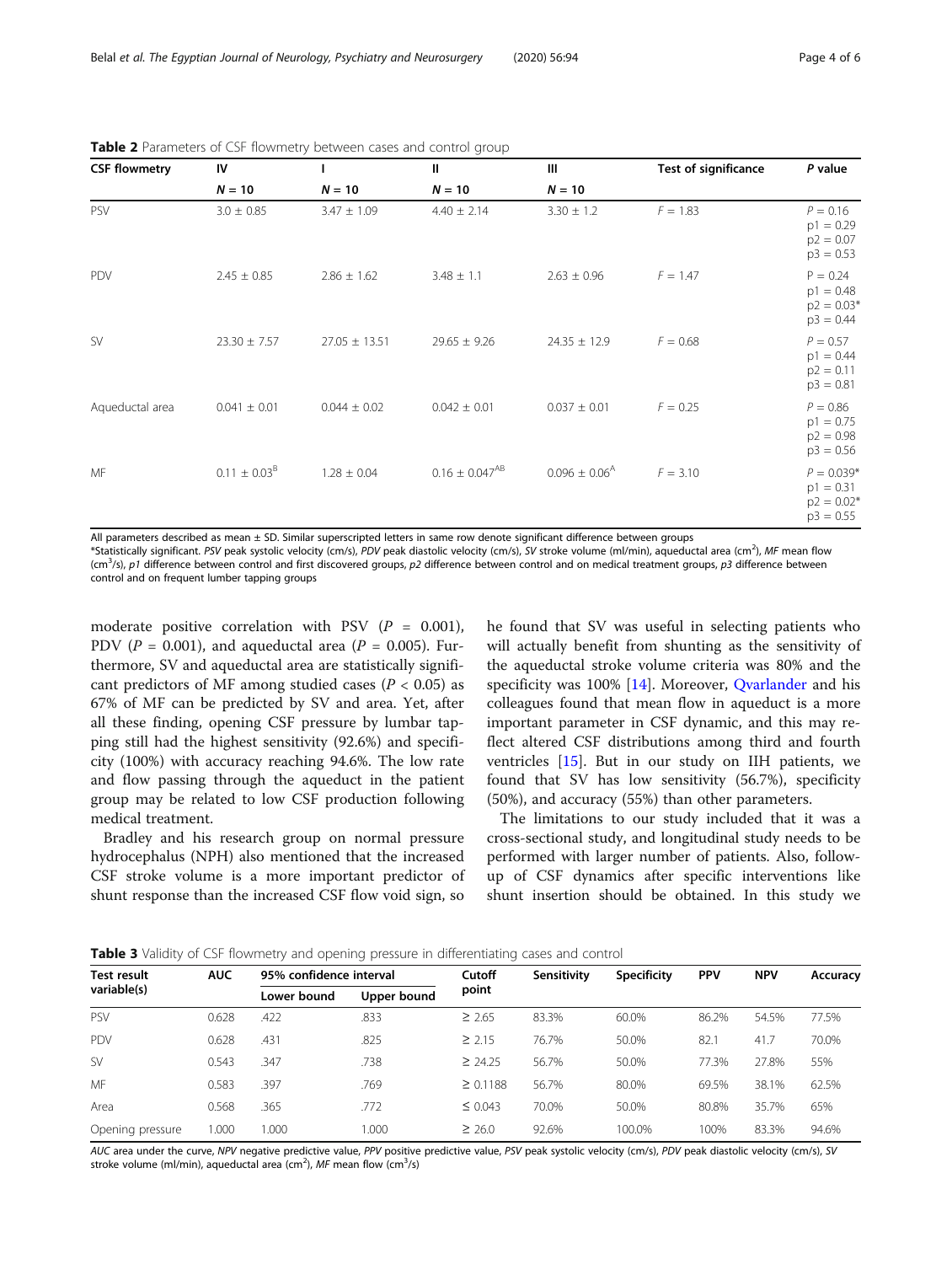**Table 2** Parameters of CSF flowmetry between cases and control group

| CSF flowmetry | IV | I | II | III | Test of significance | P value |
|---|---|---|---|---|---|---|
| | $N = 10$ | $N = 10$ | $N = 10$ | $N = 10$ | | |
| PSV | 3.0 ± 0.85 | 3.47 ± 1.09 | 4.40 ± 2.14 | 3.30 ± 1.2 | $F = 1.83$ | $P = 0.16$<br>p1 = 0.29<br>p2 = 0.07<br>p3 = 0.53 |
| PDV | 2.45 ± 0.85 | 2.86 ± 1.62 | 3.48 ± 1.1 | 2.63 ± 0.96 | $F = 1.47$ | P = 0.24<br>p1 = 0.48<br>p2 = 0.03*<br>p3 = 0.44 |
| SV | 23.30 ± 7.57 | 27.05 ± 13.51 | 29.65 ± 9.26 | 24.35 ± 12.9 | $F = 0.68$ | $P = 0.57$<br>p1 = 0.44<br>p2 = 0.11<br>p3 = 0.81 |
| Aqueductal area | 0.041 ± 0.01 | 0.044 ± 0.02 | 0.042 ± 0.01 | 0.037 ± 0.01 | $F = 0.25$ | $P = 0.86$<br>p1 = 0.75<br>p2 = 0.98<br>p3 = 0.56 |
| MF | 0.11 ± 0.03$^{B}$ | 1.28 ± 0.04 | 0.16 ± 0.047$^{AB}$ | 0.096 ± 0.06$^{A}$ | $F = 3.10$ | $P = 0.039$*<br>p1 = 0.31<br>p2 = 0.02*<br>p3 = 0.55 |

All parameters described as mean ± SD. Similar superscripted letters in same row denote significant difference between groups
*Statistically significant. *PSV* peak systolic velocity (cm/s), *PDV* peak diastolic velocity (cm/s), *SV* stroke volume (ml/min), aqueductal area (cm$^2$), *MF* mean flow (cm$^3$/s), *p1* difference between control and first discovered groups, *p2* difference between control and on medical treatment groups, *p3* difference between control and on frequent lumber tapping groups

moderate positive correlation with PSV ($P = 0.001$), PDV ($P = 0.001$), and aqueductal area ($P = 0.005$). Furthermore, SV and aqueductal area are statistically significant predictors of MF among studied cases ($P < 0.05$) as 67% of MF can be predicted by SV and area. Yet, after all these finding, opening CSF pressure by lumbar tapping still had the highest sensitivity (92.6%) and specificity (100%) with accuracy reaching 94.6%. The low rate and flow passing through the aqueduct in the patient group may be related to low CSF production following medical treatment.

Bradley and his research group on normal pressure hydrocephalus (NPH) also mentioned that the increased CSF stroke volume is a more important predictor of shunt response than the increased CSF flow void sign, so he found that SV was useful in selecting patients who will actually benefit from shunting as the sensitivity of the aqueductal stroke volume criteria was 80% and the specificity was 100% [14]. Moreover, Qvarlander and his colleagues found that mean flow in aqueduct is a more important parameter in CSF dynamic, and this may reflect altered CSF distributions among third and fourth ventricles [15]. But in our study on IIH patients, we found that SV has low sensitivity (56.7%), specificity (50%), and accuracy (55%) than other parameters.

The limitations to our study included that it was a cross-sectional study, and longitudinal study needs to be performed with larger number of patients. Also, follow-up of CSF dynamics after specific interventions like shunt insertion should be obtained. In this study we

**Table 3** Validity of CSF flowmetry and opening pressure in differentiating cases and control

| Test result variable(s) | AUC | 95% confidence interval | | Cutoff point | Sensitivity | Specificity | PPV | NPV | Accuracy |
|---|---|---|---|---|---|---|---|---|---|
| | | Lower bound | Upper bound | | | | | | |
| PSV | 0.628 | .422 | .833 | ≥ 2.65 | 83.3% | 60.0% | 86.2% | 54.5% | 77.5% |
| PDV | 0.628 | .431 | .825 | ≥ 2.15 | 76.7% | 50.0% | 82.1 | 41.7 | 70.0% |
| SV | 0.543 | .347 | .738 | ≥ 24.25 | 56.7% | 50.0% | 77.3% | 27.8% | 55% |
| MF | 0.583 | .397 | .769 | ≥ 0.1188 | 56.7% | 80.0% | 69.5% | 38.1% | 62.5% |
| Area | 0.568 | .365 | .772 | ≤ 0.043 | 70.0% | 50.0% | 80.8% | 35.7% | 65% |
| Opening pressure | 1.000 | 1.000 | 1.000 | ≥ 26.0 | 92.6% | 100.0% | 100% | 83.3% | 94.6% |

*AUC* area under the curve, *NPV* negative predictive value, *PPV* positive predictive value, *PSV* peak systolic velocity (cm/s), *PDV* peak diastolic velocity (cm/s), *SV* stroke volume (ml/min), aqueductal area (cm$^2$), *MF* mean flow (cm$^3$/s)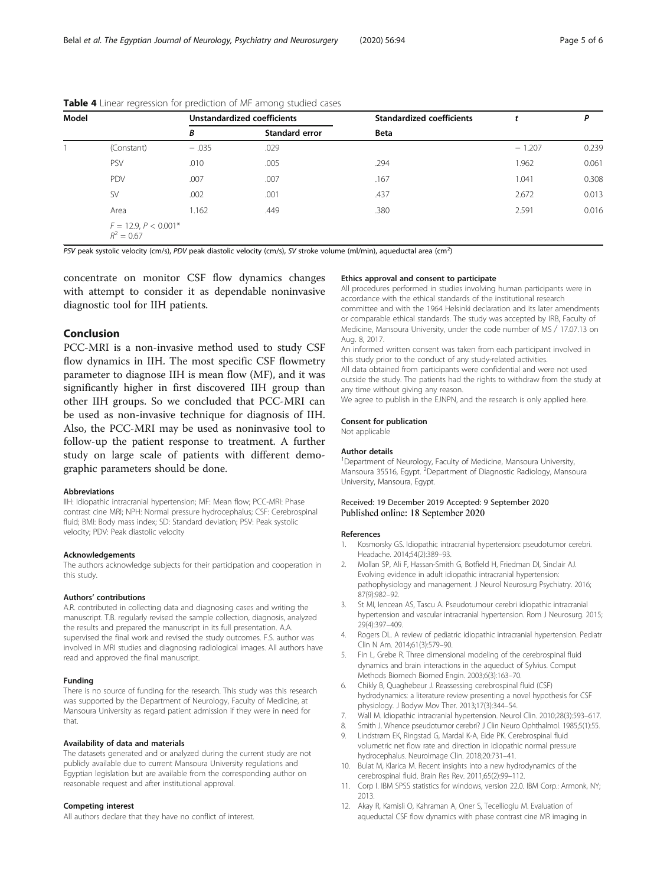**Table 4** Linear regression for prediction of MF among studied cases

| Model | | Unstandardized coefficients | | Standardized coefficients | $t$ | $P$ |
|---|---|---|---|---|---|---|
| | | $B$ | Standard error | Beta | | |
| 1 | (Constant) | − .035 | .029 | | − 1.207 | 0.239 |
| | PSV | .010 | .005 | .294 | 1.962 | 0.061 |
| | PDV | .007 | .007 | .167 | 1.041 | 0.308 |
| | SV | .002 | .001 | .437 | 2.672 | 0.013 |
| | Area | 1.162 | .449 | .380 | 2.591 | 0.016 |
| | $F = 12.9$, $P < 0.001$* $R^2 = 0.67$ | | | | | |

*PSV* peak systolic velocity (cm/s), *PDV* peak diastolic velocity (cm/s), *SV* stroke volume (ml/min), aqueductal area ($cm^2$)

concentrate on monitor CSF flow dynamics changes with attempt to consider it as dependable noninvasive diagnostic tool for IIH patients.

## Conclusion

PCC-MRI is a non-invasive method used to study CSF flow dynamics in IIH. The most specific CSF flowmetry parameter to diagnose IIH is mean flow (MF), and it was significantly higher in first discovered IIH group than other IIH groups. So we concluded that PCC-MRI can be used as non-invasive technique for diagnosis of IIH. Also, the PCC-MRI may be used as noninvasive tool to follow-up the patient response to treatment. A further study on large scale of patients with different demographic parameters should be done.

#### Abbreviations

IIH: Idiopathic intracranial hypertension; MF: Mean flow; PCC-MRI: Phase contrast cine MRI; NPH: Normal pressure hydrocephalus; CSF: Cerebrospinal fluid; BMI: Body mass index; SD: Standard deviation; PSV: Peak systolic velocity; PDV: Peak diastolic velocity

#### Acknowledgements

The authors acknowledge subjects for their participation and cooperation in this study.

#### Authors' contributions

A.R. contributed in collecting data and diagnosing cases and writing the manuscript. T.B. regularly revised the sample collection, diagnosis, analyzed the results and prepared the manuscript in its full presentation. A.A. supervised the final work and revised the study outcomes. F.S. author was involved in MRI studies and diagnosing radiological images. All authors have read and approved the final manuscript.

#### Funding

There is no source of funding for the research. This study was this research was supported by the Department of Neurology, Faculty of Medicine, at Mansoura University as regard patient admission if they were in need for that.

#### Availability of data and materials

The datasets generated and or analyzed during the current study are not publicly available due to current Mansoura University regulations and Egyptian legislation but are available from the corresponding author on reasonable request and after institutional approval.

#### Competing interest

All authors declare that they have no conflict of interest.

#### Ethics approval and consent to participate

All procedures performed in studies involving human participants were in accordance with the ethical standards of the institutional research committee and with the 1964 Helsinki declaration and its later amendments or comparable ethical standards. The study was accepted by IRB, Faculty of Medicine, Mansoura University, under the code number of MS / 17.07.13 on Aug. 8, 2017.

An informed written consent was taken from each participant involved in this study prior to the conduct of any study-related activities.

All data obtained from participants were confidential and were not used outside the study. The patients had the rights to withdraw from the study at any time without giving any reason.

We agree to publish in the EJNPN, and the research is only applied here.

#### Consent for publication

Not applicable

#### Author details

[1]Department of Neurology, Faculty of Medicine, Mansoura University, Mansoura 35516, Egypt. [2]Department of Diagnostic Radiology, Mansoura University, Mansoura, Egypt.

Received: 19 December 2019 Accepted: 9 September 2020
Published online: 18 September 2020

#### References

1. Kosmorsky GS. Idiopathic intracranial hypertension: pseudotumor cerebri. Headache. 2014;54(2):389–93.
2. Mollan SP, Ali F, Hassan-Smith G, Botfield H, Friedman DI, Sinclair AJ. Evolving evidence in adult idiopathic intracranial hypertension: pathophysiology and management. J Neurol Neurosurg Psychiatry. 2016; 87(9):982–92.
3. St MI, Iencean AS, Tascu A. Pseudotumour cerebri idiopathic intracranial hypertension and vascular intracranial hypertension. Rom J Neurosurg. 2015; 29(4):397–409.
4. Rogers DL. A review of pediatric idiopathic intracranial hypertension. Pediatr Clin N Am. 2014;61(3):579–90.
5. Fin L, Grebe R. Three dimensional modeling of the cerebrospinal fluid dynamics and brain interactions in the aqueduct of Sylvius. Comput Methods Biomech Biomed Engin. 2003;6(3):163–70.
6. Chikly B, Quaghebeur J. Reassessing cerebrospinal fluid (CSF) hydrodynamics: a literature review presenting a novel hypothesis for CSF physiology. J Bodyw Mov Ther. 2013;17(3):344–54.
7. Wall M. Idiopathic intracranial hypertension. Neurol Clin. 2010;28(3):593–617.
8. Smith J. Whence pseudotumor cerebri? J Clin Neuro Ophthalmol. 1985;5(1):55.
9. Lindstrøm EK, Ringstad G, Mardal K-A, Eide PK. Cerebrospinal fluid volumetric net flow rate and direction in idiopathic normal pressure hydrocephalus. Neuroimage Clin. 2018;20:731–41.
10. Bulat M, Klarica M. Recent insights into a new hydrodynamics of the cerebrospinal fluid. Brain Res Rev. 2011;65(2):99–112.
11. Corp I. IBM SPSS statistics for windows, version 22.0. IBM Corp.: Armonk, NY; 2013.
12. Akay R, Kamisli O, Kahraman A, Oner S, Tecellioglu M. Evaluation of aqueductal CSF flow dynamics with phase contrast cine MR imaging in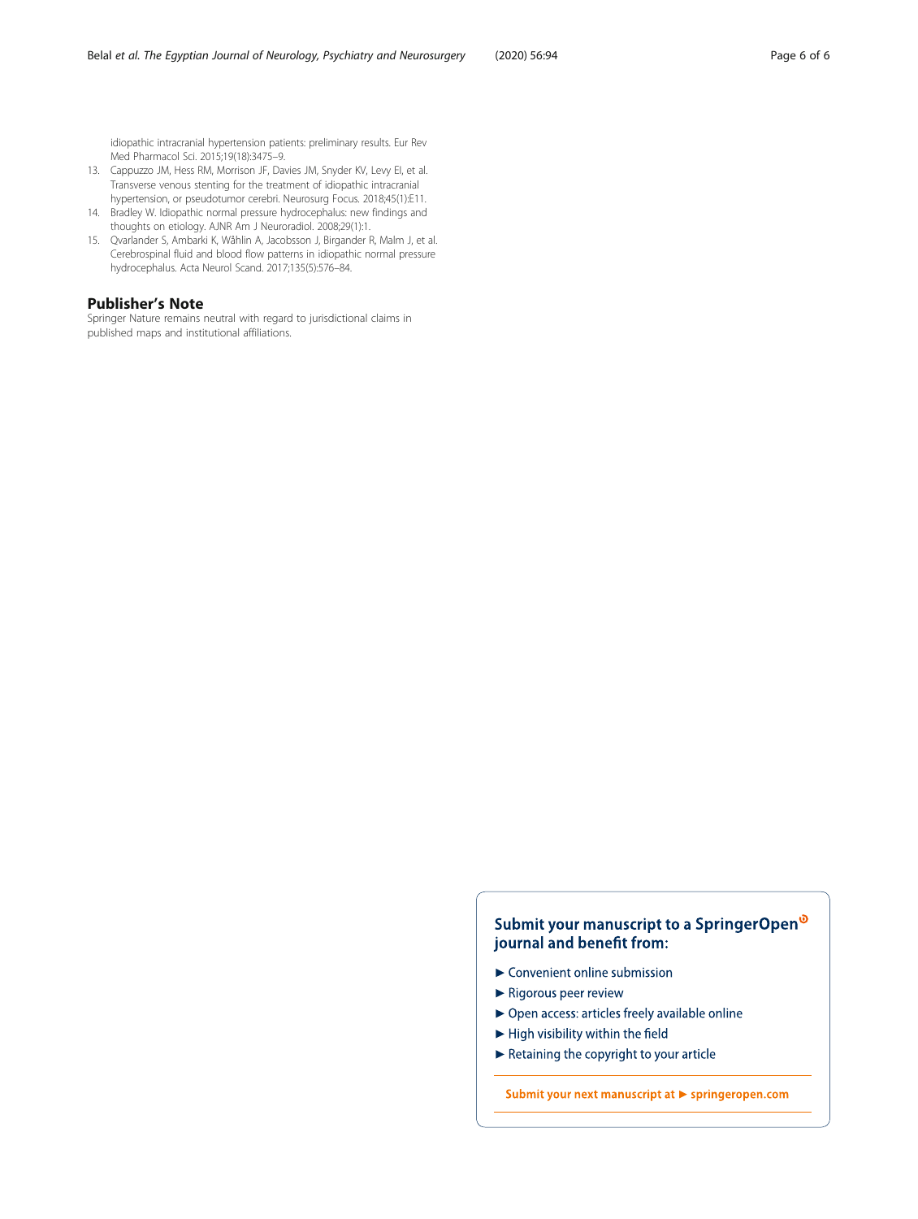idiopathic intracranial hypertension patients: preliminary results. Eur Rev Med Pharmacol Sci. 2015;19(18):3475–9.

13. Cappuzzo JM, Hess RM, Morrison JF, Davies JM, Snyder KV, Levy EI, et al. Transverse venous stenting for the treatment of idiopathic intracranial hypertension, or pseudotumor cerebri. Neurosurg Focus. 2018;45(1):E11.
14. Bradley W. Idiopathic normal pressure hydrocephalus: new findings and thoughts on etiology. AJNR Am J Neuroradiol. 2008;29(1):1.
15. Qvarlander S, Ambarki K, Wåhlin A, Jacobsson J, Birgander R, Malm J, et al. Cerebrospinal fluid and blood flow patterns in idiopathic normal pressure hydrocephalus. Acta Neurol Scand. 2017;135(5):576–84.

## Publisher's Note

Springer Nature remains neutral with regard to jurisdictional claims in published maps and institutional affiliations.

**Submit your manuscript to a SpringerOpen journal and benefit from:**

- ► Convenient online submission
- ► Rigorous peer review
- ► Open access: articles freely available online
- ► High visibility within the field
- ► Retaining the copyright to your article

**Submit your next manuscript at ► springeropen.com**